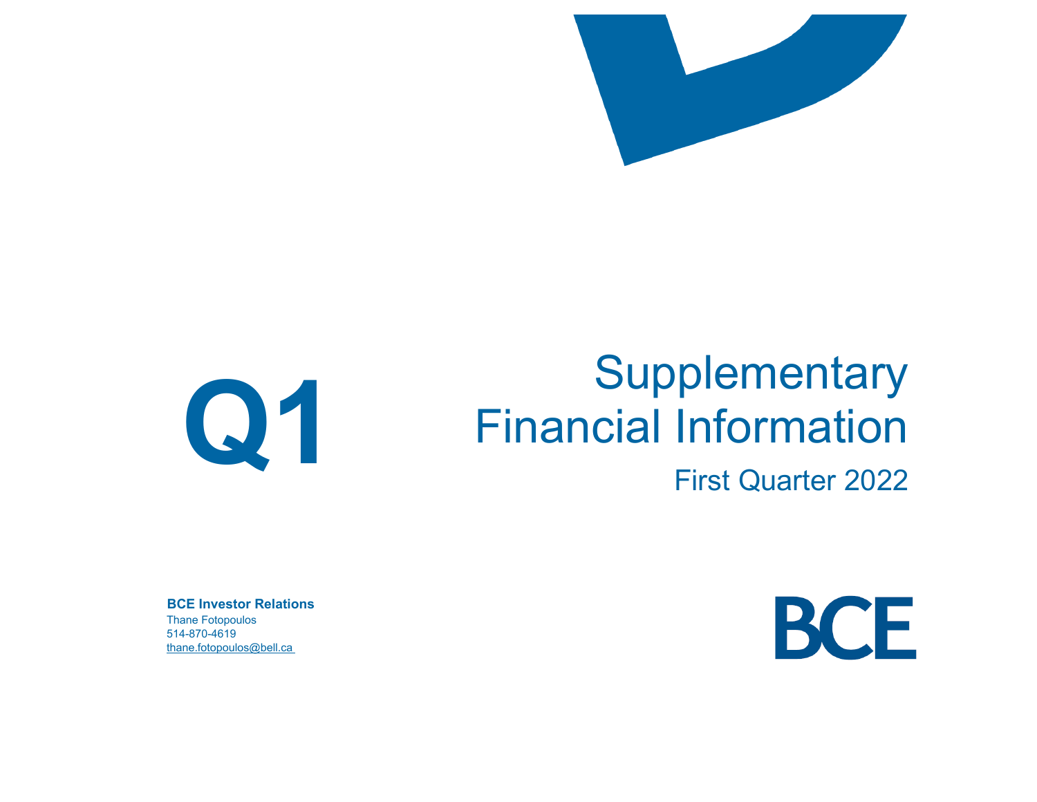# Q1

# Supplementary Financial Information

## First Quarter 2022

**BCE Investor Relations**
Thane Fotopoulos
514-870-4619
thane.fotopoulos@bell.ca

BCE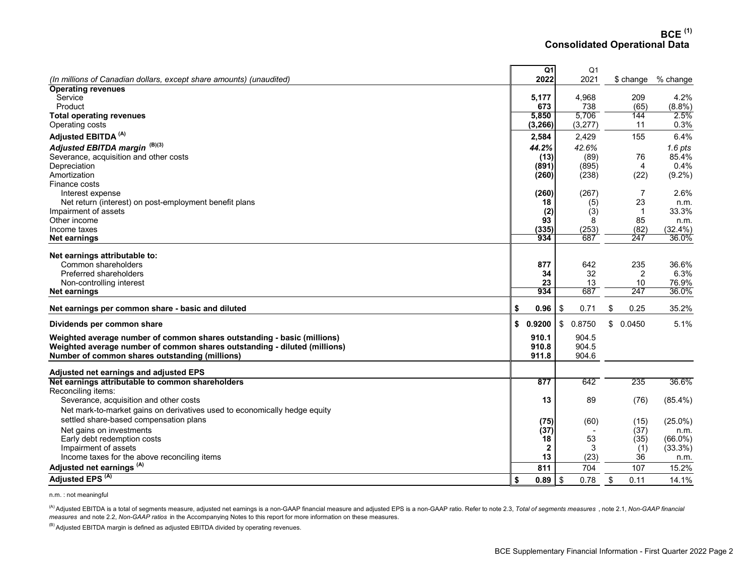# BCE [(1)]
## Consolidated Operational Data

| (In millions of Canadian dollars, except share amounts) (unaudited) | Q1 2022 | Q1 2021 | $ change | % change |
|---|---|---|---|---|
| **Operating revenues** | | | | |
| Service | **5,177** | 4,968 | 209 | 4.2% |
| Product | **673** | 738 | (65) | (8.8%) |
| **Total operating revenues** | **5,850** | 5,706 | 144 | 2.5% |
| Operating costs | **(3,266)** | (3,277) | 11 | 0.3% |
| **Adjusted EBITDA [(A)]** | **2,584** | 2,429 | 155 | 6.4% |
| ***Adjusted EBITDA margin [(B)(3)]*** | ***44.2%*** | *42.6%* | | *1.6 pts* |
| Severance, acquisition and other costs | **(13)** | (89) | 76 | 85.4% |
| Depreciation | **(891)** | (895) | 4 | 0.4% |
| Amortization | **(260)** | (238) | (22) | (9.2%) |
| Finance costs | | | | |
| Interest expense | **(260)** | (267) | 7 | 2.6% |
| Net return (interest) on post-employment benefit plans | **18** | (5) | 23 | n.m. |
| Impairment of assets | **(2)** | (3) | 1 | 33.3% |
| Other income | **93** | 8 | 85 | n.m. |
| Income taxes | **(335)** | (253) | (82) | (32.4%) |
| **Net earnings** | **934** | 687 | 247 | 36.0% |
| **Net earnings attributable to:** | | | | |
| Common shareholders | **877** | 642 | 235 | 36.6% |
| Preferred shareholders | **34** | 32 | 2 | 6.3% |
| Non-controlling interest | **23** | 13 | 10 | 76.9% |
| **Net earnings** | **934** | 687 | 247 | 36.0% |
| **Net earnings per common share - basic and diluted** | **$ 0.96** | $ 0.71 | $ 0.25 | 35.2% |
| **Dividends per common share** | **$ 0.9200** | $ 0.8750 | $ 0.0450 | 5.1% |
| **Weighted average number of common shares outstanding - basic (millions)** | **910.1** | 904.5 | | |
| **Weighted average number of common shares outstanding - diluted (millions)** | **910.8** | 904.5 | | |
| **Number of common shares outstanding (millions)** | **911.8** | 904.6 | | |
| **Adjusted net earnings and adjusted EPS** | | | | |
| **Net earnings attributable to common shareholders** | **877** | 642 | 235 | 36.6% |
| Reconciling items: | | | | |
| Severance, acquisition and other costs | **13** | 89 | (76) | (85.4%) |
| Net mark-to-market gains on derivatives used to economically hedge equity settled share-based compensation plans | **(75)** | (60) | (15) | (25.0%) |
| Net gains on investments | **(37)** | - | (37) | n.m. |
| Early debt redemption costs | **18** | 53 | (35) | (66.0%) |
| Impairment of assets | **2** | 3 | (1) | (33.3%) |
| Income taxes for the above reconciling items | **13** | (23) | 36 | n.m. |
| **Adjusted net earnings [(A)]** | **811** | 704 | 107 | 15.2% |
| **Adjusted EPS [(A)]** | **$ 0.89** | $ 0.78 | $ 0.11 | 14.1% |

n.m. : not meaningful

[(A)] Adjusted EBITDA is a total of segments measure, adjusted net earnings is a non-GAAP financial measure and adjusted EPS is a non-GAAP ratio. Refer to note 2.3, *Total of segments measures* , note 2.1, *Non-GAAP financial measures* and note 2.2, *Non-GAAP ratios* in the Accompanying Notes to this report for more information on these measures.

[(B)] Adjusted EBITDA margin is defined as adjusted EBITDA divided by operating revenues.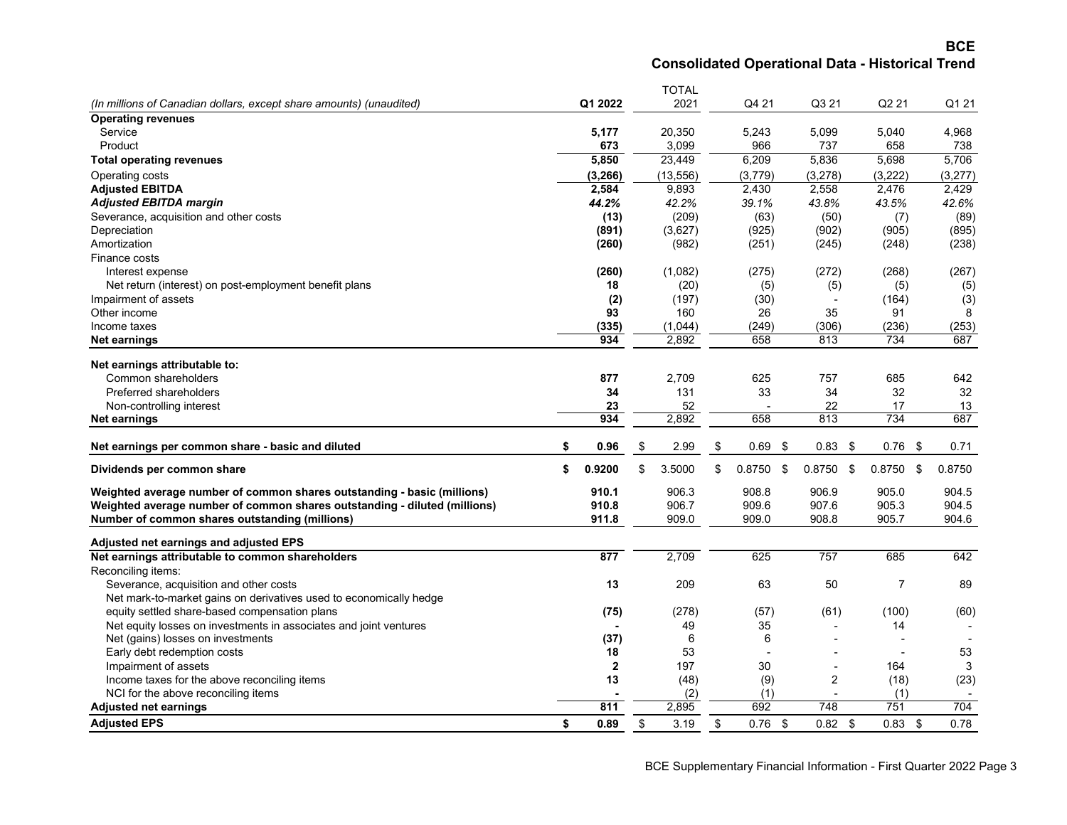## BCE

## Consolidated Operational Data - Historical Trend

| *(In millions of Canadian dollars, except share amounts) (unaudited)* | **Q1 2022** | TOTAL 2021 | Q4 21 | Q3 21 | Q2 21 | Q1 21 |
|---|---|---|---|---|---|---|
| **Operating revenues** | | | | | | |
| Service | **5,177** | 20,350 | 5,243 | 5,099 | 5,040 | 4,968 |
| Product | **673** | 3,099 | 966 | 737 | 658 | 738 |
| **Total operating revenues** | **5,850** | 23,449 | 6,209 | 5,836 | 5,698 | 5,706 |
| Operating costs | **(3,266)** | (13,556) | (3,779) | (3,278) | (3,222) | (3,277) |
| **Adjusted EBITDA** | **2,584** | 9,893 | 2,430 | 2,558 | 2,476 | 2,429 |
| ***Adjusted EBITDA margin*** | ***44.2%*** | *42.2%* | *39.1%* | *43.8%* | *43.5%* | *42.6%* |
| Severance, acquisition and other costs | **(13)** | (209) | (63) | (50) | (7) | (89) |
| Depreciation | **(891)** | (3,627) | (925) | (902) | (905) | (895) |
| Amortization | **(260)** | (982) | (251) | (245) | (248) | (238) |
| Finance costs | | | | | | |
| Interest expense | **(260)** | (1,082) | (275) | (272) | (268) | (267) |
| Net return (interest) on post-employment benefit plans | **18** | (20) | (5) | (5) | (5) | (5) |
| Impairment of assets | **(2)** | (197) | (30) | - | (164) | (3) |
| Other income | **93** | 160 | 26 | 35 | 91 | 8 |
| Income taxes | **(335)** | (1,044) | (249) | (306) | (236) | (253) |
| **Net earnings** | **934** | 2,892 | 658 | 813 | 734 | 687 |
| **Net earnings attributable to:** | | | | | | |
| Common shareholders | **877** | 2,709 | 625 | 757 | 685 | 642 |
| Preferred shareholders | **34** | 131 | 33 | 34 | 32 | 32 |
| Non-controlling interest | **23** | 52 | - | 22 | 17 | 13 |
| **Net earnings** | **934** | 2,892 | 658 | 813 | 734 | 687 |
| **Net earnings per common share - basic and diluted** | **$ 0.96** | $ 2.99 | $ 0.69 | $ 0.83 | $ 0.76 | $ 0.71 |
| **Dividends per common share** | **$ 0.9200** | $ 3.5000 | $ 0.8750 | $ 0.8750 | $ 0.8750 | $ 0.8750 |
| **Weighted average number of common shares outstanding - basic (millions)** | **910.1** | 906.3 | 908.8 | 906.9 | 905.0 | 904.5 |
| **Weighted average number of common shares outstanding - diluted (millions)** | **910.8** | 906.7 | 909.6 | 907.6 | 905.3 | 904.5 |
| **Number of common shares outstanding (millions)** | **911.8** | 909.0 | 909.0 | 908.8 | 905.7 | 904.6 |
| **Adjusted net earnings and adjusted EPS** | | | | | | |
| **Net earnings attributable to common shareholders** | **877** | 2,709 | 625 | 757 | 685 | 642 |
| Reconciling items: | | | | | | |
| Severance, acquisition and other costs | **13** | 209 | 63 | 50 | 7 | 89 |
| Net mark-to-market gains on derivatives used to economically hedge equity settled share-based compensation plans | **(75)** | (278) | (57) | (61) | (100) | (60) |
| Net equity losses on investments in associates and joint ventures | **-** | 49 | 35 | - | 14 | - |
| Net (gains) losses on investments | **(37)** | 6 | 6 | - | - | - |
| Early debt redemption costs | **18** | 53 | - | - | - | 53 |
| Impairment of assets | **2** | 197 | 30 | - | 164 | 3 |
| Income taxes for the above reconciling items | **13** | (48) | (9) | 2 | (18) | (23) |
| NCI for the above reconciling items | **-** | (2) | (1) | - | (1) | - |
| **Adjusted net earnings** | **811** | 2,895 | 692 | 748 | 751 | 704 |
| **Adjusted EPS** | **$ 0.89** | $ 3.19 | $ 0.76 | $ 0.82 | $ 0.83 | $ 0.78 |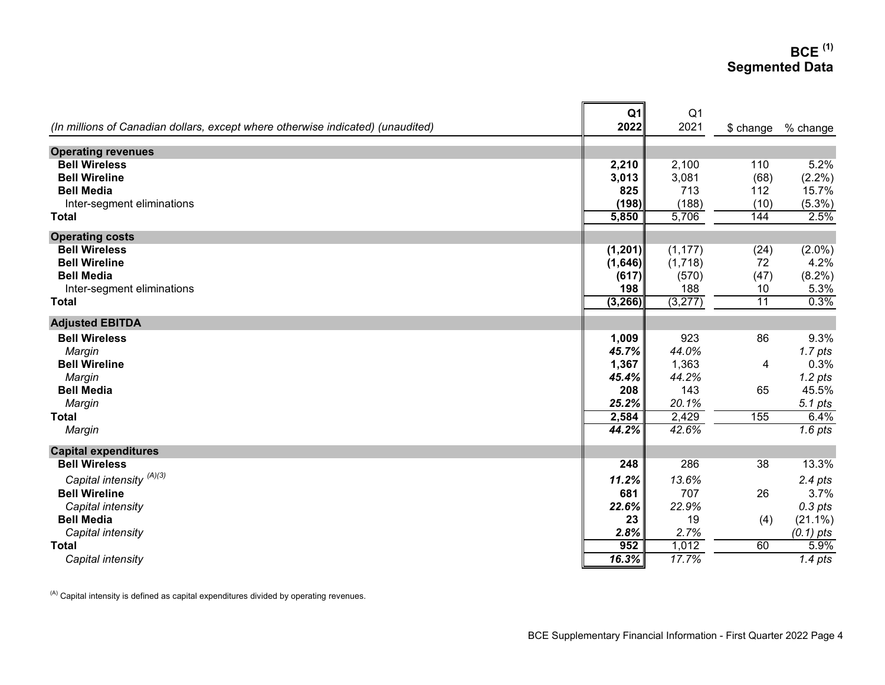# BCE [1]
# Segmented Data

| (In millions of Canadian dollars, except where otherwise indicated) (unaudited) | Q1 2022 | Q1 2021 | $ change | % change |
|---|---|---|---|---|
| **Operating revenues** | | | | |
| **Bell Wireless** | **2,210** | 2,100 | 110 | 5.2% |
| **Bell Wireline** | **3,013** | 3,081 | (68) | (2.2%) |
| **Bell Media** | **825** | 713 | 112 | 15.7% |
| Inter-segment eliminations | **(198)** | (188) | (10) | (5.3%) |
| **Total** | **5,850** | 5,706 | 144 | 2.5% |
| **Operating costs** | | | | |
| **Bell Wireless** | **(1,201)** | (1,177) | (24) | (2.0%) |
| **Bell Wireline** | **(1,646)** | (1,718) | 72 | 4.2% |
| **Bell Media** | **(617)** | (570) | (47) | (8.2%) |
| Inter-segment eliminations | **198** | 188 | 10 | 5.3% |
| **Total** | **(3,266)** | (3,277) | 11 | 0.3% |
| **Adjusted EBITDA** | | | | |
| **Bell Wireless** | **1,009** | 923 | 86 | 9.3% |
| *Margin* | ***45.7%*** | *44.0%* | | *1.7 pts* |
| **Bell Wireline** | **1,367** | 1,363 | 4 | 0.3% |
| *Margin* | ***45.4%*** | *44.2%* | | *1.2 pts* |
| **Bell Media** | **208** | 143 | 65 | 45.5% |
| *Margin* | ***25.2%*** | *20.1%* | | *5.1 pts* |
| **Total** | **2,584** | 2,429 | 155 | 6.4% |
| *Margin* | ***44.2%*** | *42.6%* | | *1.6 pts* |
| **Capital expenditures** | | | | |
| **Bell Wireless** | **248** | 286 | 38 | 13.3% |
| *Capital intensity* [(A)(3)] | ***11.2%*** | *13.6%* | | *2.4 pts* |
| **Bell Wireline** | **681** | 707 | 26 | 3.7% |
| *Capital intensity* | ***22.6%*** | *22.9%* | | *0.3 pts* |
| **Bell Media** | **23** | 19 | (4) | (21.1%) |
| *Capital intensity* | ***2.8%*** | *2.7%* | | *(0.1) pts* |
| **Total** | **952** | 1,012 | 60 | 5.9% |
| *Capital intensity* | ***16.3%*** | *17.7%* | | *1.4 pts* |

[(A)] Capital intensity is defined as capital expenditures divided by operating revenues.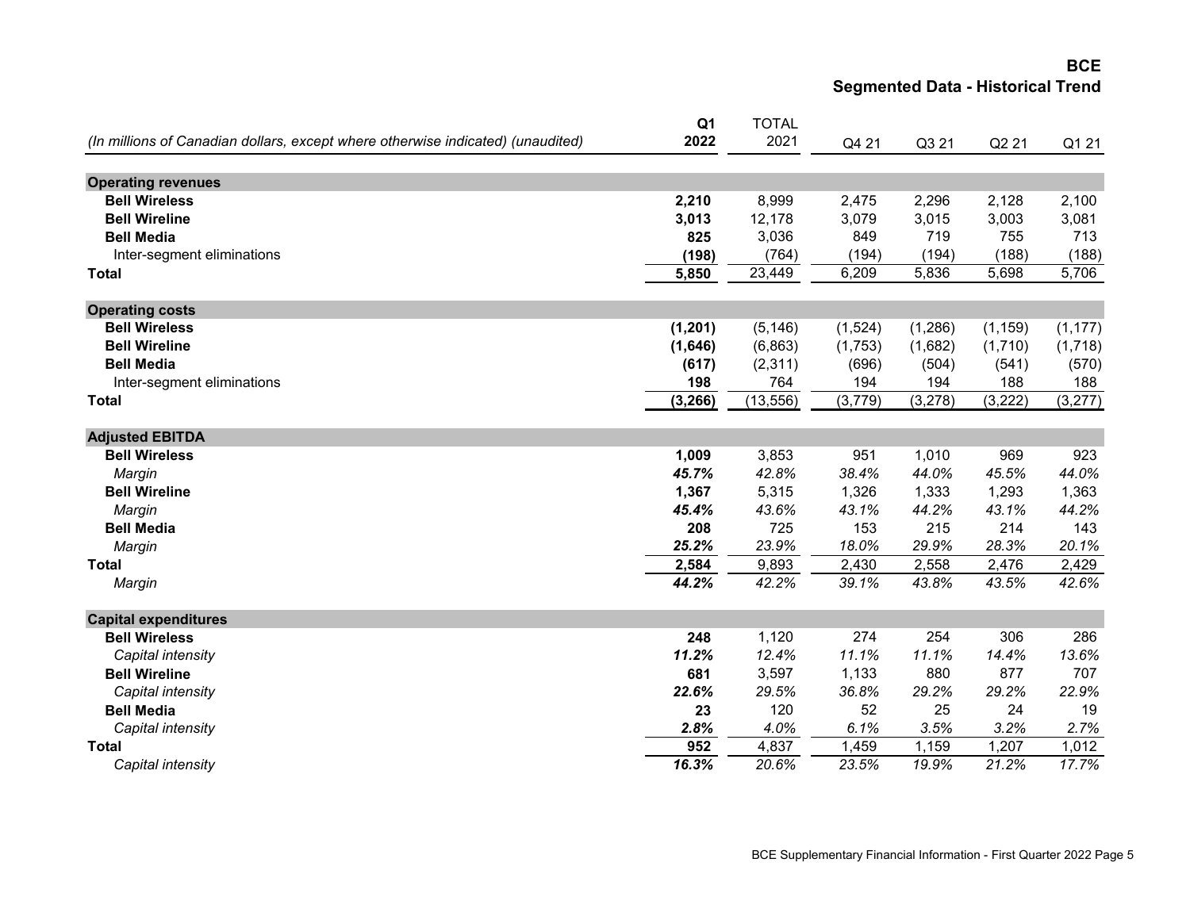# BCE
## Segmented Data - Historical Trend

| (In millions of Canadian dollars, except where otherwise indicated) (unaudited) | Q1 2022 | TOTAL 2021 | Q4 21 | Q3 21 | Q2 21 | Q1 21 |
|---|---|---|---|---|---|---|
| **Operating revenues** | | | | | | |
| **Bell Wireless** | **2,210** | 8,999 | 2,475 | 2,296 | 2,128 | 2,100 |
| **Bell Wireline** | **3,013** | 12,178 | 3,079 | 3,015 | 3,003 | 3,081 |
| **Bell Media** | **825** | 3,036 | 849 | 719 | 755 | 713 |
| Inter-segment eliminations | **(198)** | (764) | (194) | (194) | (188) | (188) |
| **Total** | **5,850** | 23,449 | 6,209 | 5,836 | 5,698 | 5,706 |
| **Operating costs** | | | | | | |
| **Bell Wireless** | **(1,201)** | (5,146) | (1,524) | (1,286) | (1,159) | (1,177) |
| **Bell Wireline** | **(1,646)** | (6,863) | (1,753) | (1,682) | (1,710) | (1,718) |
| **Bell Media** | **(617)** | (2,311) | (696) | (504) | (541) | (570) |
| Inter-segment eliminations | **198** | 764 | 194 | 194 | 188 | 188 |
| **Total** | **(3,266)** | (13,556) | (3,779) | (3,278) | (3,222) | (3,277) |
| **Adjusted EBITDA** | | | | | | |
| **Bell Wireless** | **1,009** | 3,853 | 951 | 1,010 | 969 | 923 |
| *Margin* | ***45.7%*** | *42.8%* | *38.4%* | *44.0%* | *45.5%* | *44.0%* |
| **Bell Wireline** | **1,367** | 5,315 | 1,326 | 1,333 | 1,293 | 1,363 |
| *Margin* | ***45.4%*** | *43.6%* | *43.1%* | *44.2%* | *43.1%* | *44.2%* |
| **Bell Media** | **208** | 725 | 153 | 215 | 214 | 143 |
| *Margin* | ***25.2%*** | *23.9%* | *18.0%* | *29.9%* | *28.3%* | *20.1%* |
| **Total** | **2,584** | 9,893 | 2,430 | 2,558 | 2,476 | 2,429 |
| *Margin* | ***44.2%*** | *42.2%* | *39.1%* | *43.8%* | *43.5%* | *42.6%* |
| **Capital expenditures** | | | | | | |
| **Bell Wireless** | **248** | 1,120 | 274 | 254 | 306 | 286 |
| *Capital intensity* | ***11.2%*** | *12.4%* | *11.1%* | *11.1%* | *14.4%* | *13.6%* |
| **Bell Wireline** | **681** | 3,597 | 1,133 | 880 | 877 | 707 |
| *Capital intensity* | ***22.6%*** | *29.5%* | *36.8%* | *29.2%* | *29.2%* | *22.9%* |
| **Bell Media** | **23** | 120 | 52 | 25 | 24 | 19 |
| *Capital intensity* | ***2.8%*** | *4.0%* | *6.1%* | *3.5%* | *3.2%* | *2.7%* |
| **Total** | **952** | 4,837 | 1,459 | 1,159 | 1,207 | 1,012 |
| *Capital intensity* | ***16.3%*** | *20.6%* | *23.5%* | *19.9%* | *21.2%* | *17.7%* |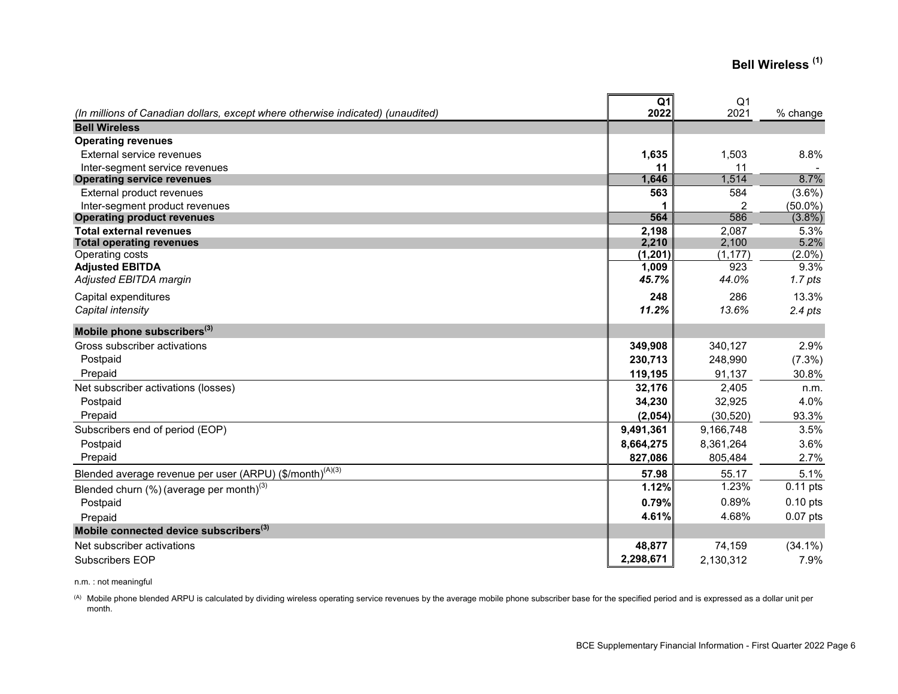## Bell Wireless [1]

| (In millions of Canadian dollars, except where otherwise indicated) (unaudited) | **Q1 2022** | Q1 2021 | % change |
|---|---|---|---|
| **Bell Wireless** | | | |
| **Operating revenues** | | | |
| External service revenues | **1,635** | 1,503 | 8.8% |
| Inter-segment service revenues | **11** | 11 | - |
| **Operating service revenues** | **1,646** | 1,514 | 8.7% |
| External product revenues | **563** | 584 | (3.6%) |
| Inter-segment product revenues | **1** | 2 | (50.0%) |
| **Operating product revenues** | **564** | 586 | (3.8%) |
| **Total external revenues** | **2,198** | 2,087 | 5.3% |
| **Total operating revenues** | **2,210** | 2,100 | 5.2% |
| Operating costs | **(1,201)** | (1,177) | (2.0%) |
| **Adjusted EBITDA** | **1,009** | 923 | 9.3% |
| *Adjusted EBITDA margin* | ***45.7%*** | *44.0%* | *1.7 pts* |
| Capital expenditures | **248** | 286 | 13.3% |
| *Capital intensity* | ***11.2%*** | *13.6%* | *2.4 pts* |
| **Mobile phone subscribers[3]** | | | |
| Gross subscriber activations | **349,908** | 340,127 | 2.9% |
| Postpaid | **230,713** | 248,990 | (7.3%) |
| Prepaid | **119,195** | 91,137 | 30.8% |
| Net subscriber activations (losses) | **32,176** | 2,405 | n.m. |
| Postpaid | **34,230** | 32,925 | 4.0% |
| Prepaid | **(2,054)** | (30,520) | 93.3% |
| Subscribers end of period (EOP) | **9,491,361** | 9,166,748 | 3.5% |
| Postpaid | **8,664,275** | 8,361,264 | 3.6% |
| Prepaid | **827,086** | 805,484 | 2.7% |
| Blended average revenue per user (ARPU) ($/month)[(A)(3)] | **57.98** | 55.17 | 5.1% |
| Blended churn (%) (average per month)[3] | **1.12%** | 1.23% | 0.11 pts |
| Postpaid | **0.79%** | 0.89% | 0.10 pts |
| Prepaid | **4.61%** | 4.68% | 0.07 pts |
| **Mobile connected device subscribers[3]** | | | |
| Net subscriber activations | **48,877** | 74,159 | (34.1%) |
| Subscribers EOP | **2,298,671** | 2,130,312 | 7.9% |

n.m. : not meaningful

(A) Mobile phone blended ARPU is calculated by dividing wireless operating service revenues by the average mobile phone subscriber base for the specified period and is expressed as a dollar unit per month.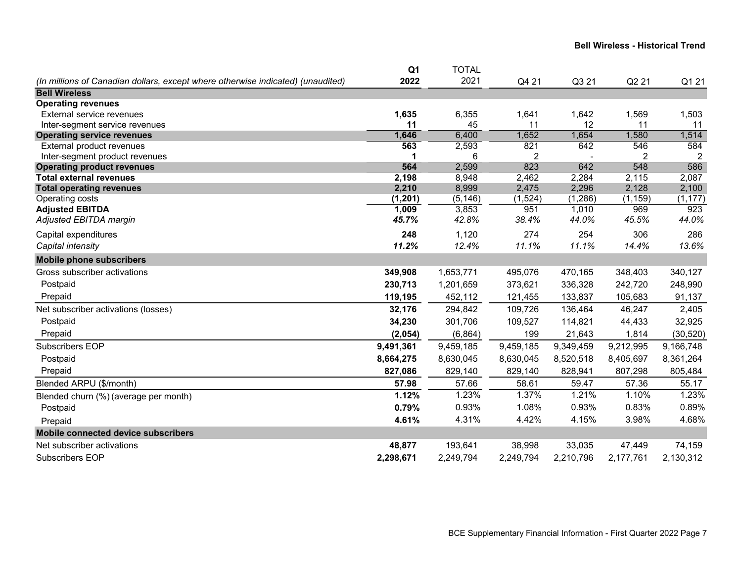## Bell Wireless - Historical Trend

| (In millions of Canadian dollars, except where otherwise indicated) (unaudited) | Q1 2022 | TOTAL 2021 | Q4 21 | Q3 21 | Q2 21 | Q1 21 |
|---|---|---|---|---|---|---|
| **Bell Wireless** | | | | | | |
| **Operating revenues** | | | | | | |
| External service revenues | **1,635** | 6,355 | 1,641 | 1,642 | 1,569 | 1,503 |
| Inter-segment service revenues | **11** | 45 | 11 | 12 | 11 | 11 |
| **Operating service revenues** | **1,646** | 6,400 | 1,652 | 1,654 | 1,580 | 1,514 |
| External product revenues | **563** | 2,593 | 821 | 642 | 546 | 584 |
| Inter-segment product revenues | **1** | 6 | 2 | - | 2 | 2 |
| **Operating product revenues** | **564** | 2,599 | 823 | 642 | 548 | 586 |
| **Total external revenues** | **2,198** | 8,948 | 2,462 | 2,284 | 2,115 | 2,087 |
| **Total operating revenues** | **2,210** | 8,999 | 2,475 | 2,296 | 2,128 | 2,100 |
| Operating costs | **(1,201)** | (5,146) | (1,524) | (1,286) | (1,159) | (1,177) |
| **Adjusted EBITDA** | **1,009** | 3,853 | 951 | 1,010 | 969 | 923 |
| *Adjusted EBITDA margin* | ***45.7%*** | *42.8%* | *38.4%* | *44.0%* | *45.5%* | *44.0%* |
| Capital expenditures | **248** | 1,120 | 274 | 254 | 306 | 286 |
| *Capital intensity* | ***11.2%*** | *12.4%* | *11.1%* | *11.1%* | *14.4%* | *13.6%* |
| **Mobile phone subscribers** | | | | | | |
| Gross subscriber activations | **349,908** | 1,653,771 | 495,076 | 470,165 | 348,403 | 340,127 |
| Postpaid | **230,713** | 1,201,659 | 373,621 | 336,328 | 242,720 | 248,990 |
| Prepaid | **119,195** | 452,112 | 121,455 | 133,837 | 105,683 | 91,137 |
| Net subscriber activations (losses) | **32,176** | 294,842 | 109,726 | 136,464 | 46,247 | 2,405 |
| Postpaid | **34,230** | 301,706 | 109,527 | 114,821 | 44,433 | 32,925 |
| Prepaid | **(2,054)** | (6,864) | 199 | 21,643 | 1,814 | (30,520) |
| Subscribers EOP | **9,491,361** | 9,459,185 | 9,459,185 | 9,349,459 | 9,212,995 | 9,166,748 |
| Postpaid | **8,664,275** | 8,630,045 | 8,630,045 | 8,520,518 | 8,405,697 | 8,361,264 |
| Prepaid | **827,086** | 829,140 | 829,140 | 828,941 | 807,298 | 805,484 |
| Blended ARPU ($/month) | **57.98** | 57.66 | 58.61 | 59.47 | 57.36 | 55.17 |
| Blended churn (%) (average per month) | **1.12%** | 1.23% | 1.37% | 1.21% | 1.10% | 1.23% |
| Postpaid | **0.79%** | 0.93% | 1.08% | 0.93% | 0.83% | 0.89% |
| Prepaid | **4.61%** | 4.31% | 4.42% | 4.15% | 3.98% | 4.68% |
| **Mobile connected device subscribers** | | | | | | |
| Net subscriber activations | **48,877** | 193,641 | 38,998 | 33,035 | 47,449 | 74,159 |
| Subscribers EOP | **2,298,671** | 2,249,794 | 2,249,794 | 2,210,796 | 2,177,761 | 2,130,312 |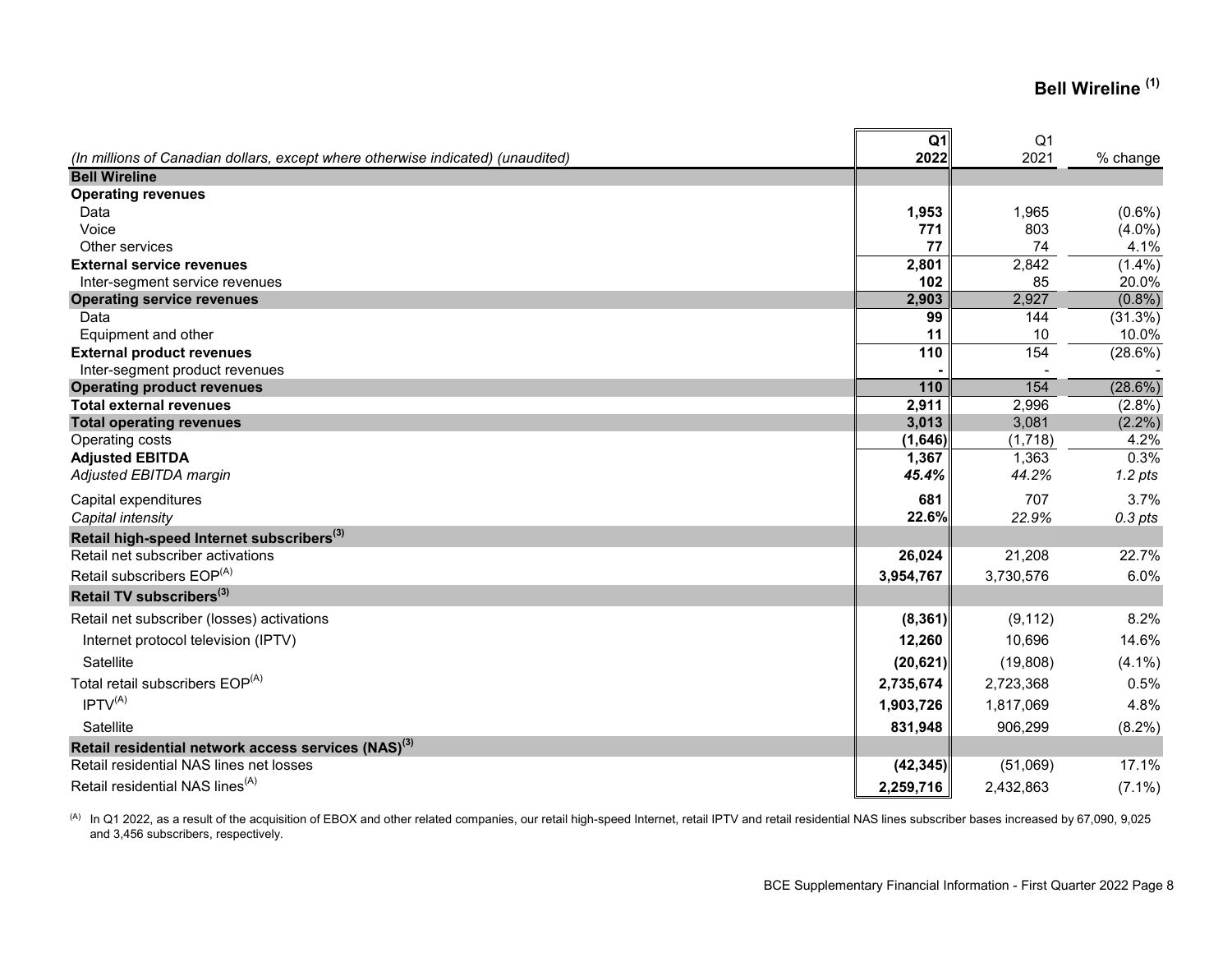# Bell Wireline [1]

| (In millions of Canadian dollars, except where otherwise indicated) (unaudited) | Q1 2022 | Q1 2021 | % change |
|---|---|---|---|
| **Bell Wireline** | | | |
| **Operating revenues** | | | |
| Data | **1,953** | 1,965 | (0.6%) |
| Voice | **771** | 803 | (4.0%) |
| Other services | **77** | 74 | 4.1% |
| **External service revenues** | **2,801** | 2,842 | (1.4%) |
| Inter-segment service revenues | **102** | 85 | 20.0% |
| **Operating service revenues** | **2,903** | 2,927 | (0.8%) |
| Data | **99** | 144 | (31.3%) |
| Equipment and other | **11** | 10 | 10.0% |
| **External product revenues** | **110** | 154 | (28.6%) |
| Inter-segment product revenues | **-** | - | - |
| **Operating product revenues** | **110** | 154 | (28.6%) |
| **Total external revenues** | **2,911** | 2,996 | (2.8%) |
| **Total operating revenues** | **3,013** | 3,081 | (2.2%) |
| Operating costs | **(1,646)** | (1,718) | 4.2% |
| **Adjusted EBITDA** | **1,367** | 1,363 | 0.3% |
| *Adjusted EBITDA margin* | ***45.4%*** | *44.2%* | *1.2 pts* |
| Capital expenditures | **681** | 707 | 3.7% |
| *Capital intensity* | **22.6%** | *22.9%* | *0.3 pts* |
| **Retail high-speed Internet subscribers[3]** | | | |
| Retail net subscriber activations | **26,024** | 21,208 | 22.7% |
| Retail subscribers EOP[A] | **3,954,767** | 3,730,576 | 6.0% |
| **Retail TV subscribers[3]** | | | |
| Retail net subscriber (losses) activations | **(8,361)** | (9,112) | 8.2% |
| Internet protocol television (IPTV) | **12,260** | 10,696 | 14.6% |
| Satellite | **(20,621)** | (19,808) | (4.1%) |
| Total retail subscribers EOP[A] | **2,735,674** | 2,723,368 | 0.5% |
| IPTV[A] | **1,903,726** | 1,817,069 | 4.8% |
| Satellite | **831,948** | 906,299 | (8.2%) |
| **Retail residential network access services (NAS)[3]** | | | |
| Retail residential NAS lines net losses | **(42,345)** | (51,069) | 17.1% |
| Retail residential NAS lines[A] | **2,259,716** | 2,432,863 | (7.1%) |

[A] In Q1 2022, as a result of the acquisition of EBOX and other related companies, our retail high-speed Internet, retail IPTV and retail residential NAS lines subscriber bases increased by 67,090, 9,025 and 3,456 subscribers, respectively.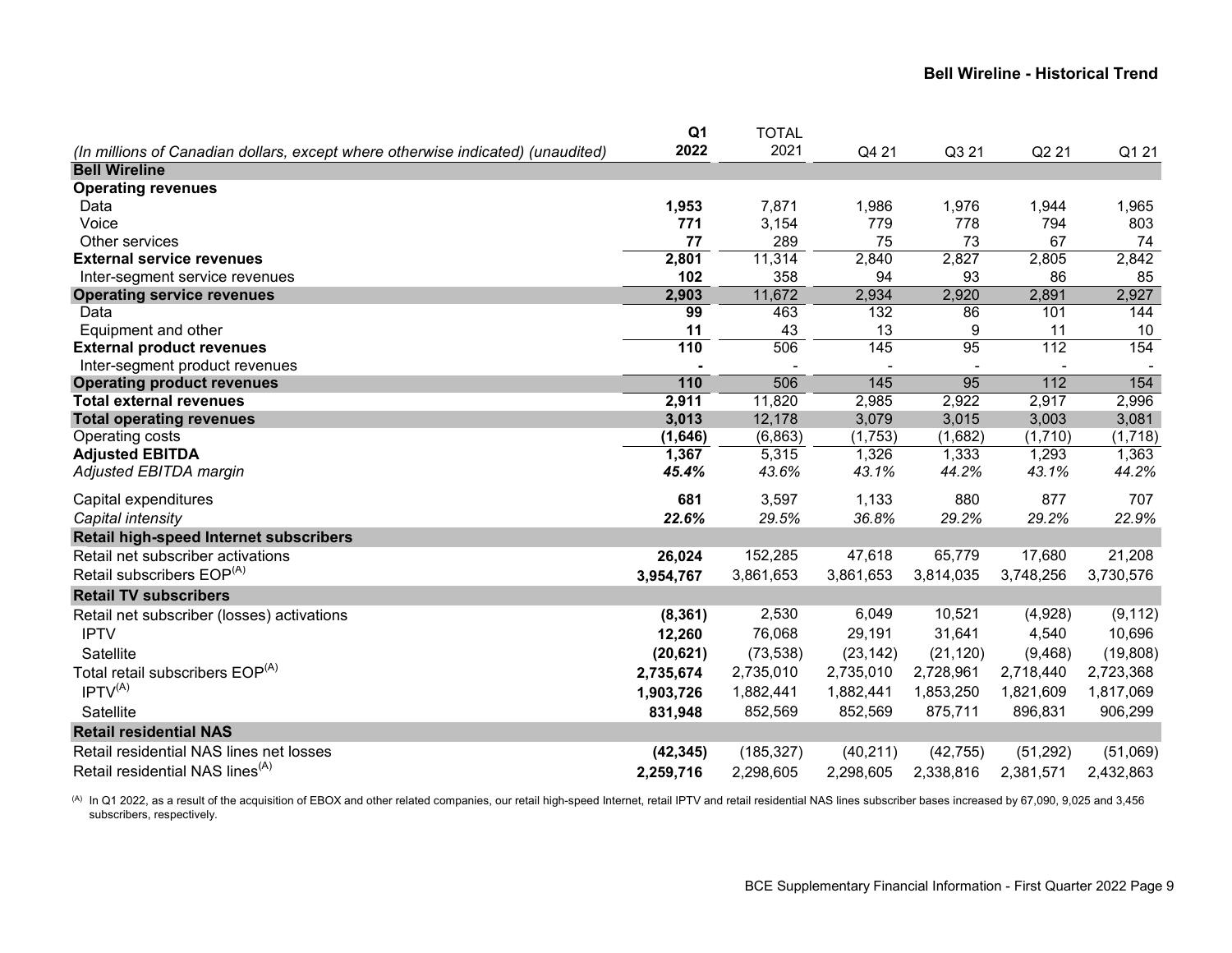## Bell Wireline - Historical Trend

| (In millions of Canadian dollars, except where otherwise indicated) (unaudited) | **Q1 2022** | TOTAL 2021 | Q4 21 | Q3 21 | Q2 21 | Q1 21 |
|---|---|---|---|---|---|---|
| **Bell Wireline** | | | | | | |
| **Operating revenues** | | | | | | |
| Data | **1,953** | 7,871 | 1,986 | 1,976 | 1,944 | 1,965 |
| Voice | **771** | 3,154 | 779 | 778 | 794 | 803 |
| Other services | **77** | 289 | 75 | 73 | 67 | 74 |
| **External service revenues** | **2,801** | 11,314 | 2,840 | 2,827 | 2,805 | 2,842 |
| Inter-segment service revenues | **102** | 358 | 94 | 93 | 86 | 85 |
| **Operating service revenues** | **2,903** | 11,672 | 2,934 | 2,920 | 2,891 | 2,927 |
| Data | **99** | 463 | 132 | 86 | 101 | 144 |
| Equipment and other | **11** | 43 | 13 | 9 | 11 | 10 |
| **External product revenues** | **110** | 506 | 145 | 95 | 112 | 154 |
| Inter-segment product revenues | **-** | - | - | - | - | - |
| **Operating product revenues** | **110** | 506 | 145 | 95 | 112 | 154 |
| **Total external revenues** | **2,911** | 11,820 | 2,985 | 2,922 | 2,917 | 2,996 |
| **Total operating revenues** | **3,013** | 12,178 | 3,079 | 3,015 | 3,003 | 3,081 |
| Operating costs | **(1,646)** | (6,863) | (1,753) | (1,682) | (1,710) | (1,718) |
| **Adjusted EBITDA** | **1,367** | 5,315 | 1,326 | 1,333 | 1,293 | 1,363 |
| *Adjusted EBITDA margin* | ***45.4%*** | *43.6%* | *43.1%* | *44.2%* | *43.1%* | *44.2%* |
| Capital expenditures | **681** | 3,597 | 1,133 | 880 | 877 | 707 |
| *Capital intensity* | ***22.6%*** | *29.5%* | *36.8%* | *29.2%* | *29.2%* | *22.9%* |
| **Retail high-speed Internet subscribers** | | | | | | |
| Retail net subscriber activations | **26,024** | 152,285 | 47,618 | 65,779 | 17,680 | 21,208 |
| Retail subscribers EOP[(A)] | **3,954,767** | 3,861,653 | 3,861,653 | 3,814,035 | 3,748,256 | 3,730,576 |
| **Retail TV subscribers** | | | | | | |
| Retail net subscriber (losses) activations | **(8,361)** | 2,530 | 6,049 | 10,521 | (4,928) | (9,112) |
| IPTV | **12,260** | 76,068 | 29,191 | 31,641 | 4,540 | 10,696 |
| Satellite | **(20,621)** | (73,538) | (23,142) | (21,120) | (9,468) | (19,808) |
| Total retail subscribers EOP[(A)] | **2,735,674** | 2,735,010 | 2,735,010 | 2,728,961 | 2,718,440 | 2,723,368 |
| IPTV[(A)] | **1,903,726** | 1,882,441 | 1,882,441 | 1,853,250 | 1,821,609 | 1,817,069 |
| Satellite | **831,948** | 852,569 | 852,569 | 875,711 | 896,831 | 906,299 |
| **Retail residential NAS** | | | | | | |
| Retail residential NAS lines net losses | **(42,345)** | (185,327) | (40,211) | (42,755) | (51,292) | (51,069) |
| Retail residential NAS lines[(A)] | **2,259,716** | 2,298,605 | 2,298,605 | 2,338,816 | 2,381,571 | 2,432,863 |

(A) In Q1 2022, as a result of the acquisition of EBOX and other related companies, our retail high-speed Internet, retail IPTV and retail residential NAS lines subscriber bases increased by 67,090, 9,025 and 3,456 subscribers, respectively.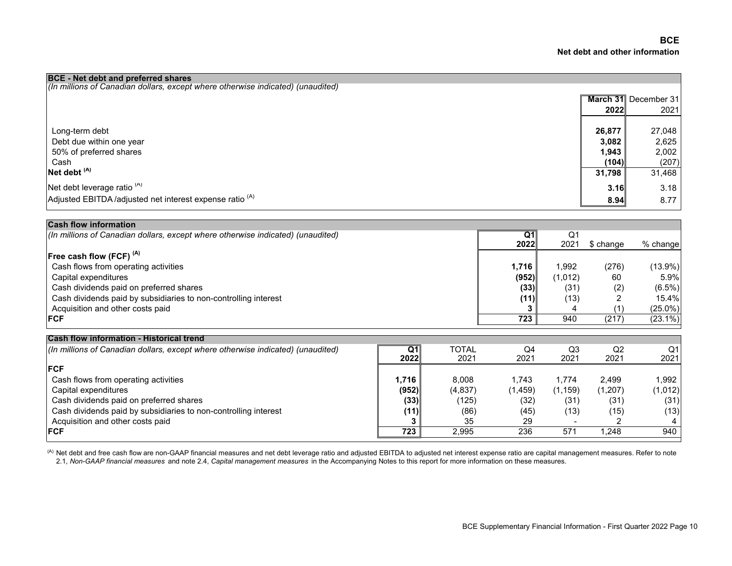## BCE
### Net debt and other information

**BCE - Net debt and preferred shares**

*(In millions of Canadian dollars, except where otherwise indicated) (unaudited)*

| | **March 31 2022** | December 31 2021 |
|---|---|---|
| Long-term debt | **26,877** | 27,048 |
| Debt due within one year | **3,082** | 2,625 |
| 50% of preferred shares | **1,943** | 2,002 |
| Cash | **(104)** | (207) |
| **Net debt (A)** | **31,798** | 31,468 |
| Net debt leverage ratio (A) | **3.16** | 3.18 |
| Adjusted EBITDA /adjusted net interest expense ratio (A) | **8.94** | 8.77 |

**Cash flow information**

*(In millions of Canadian dollars, except where otherwise indicated) (unaudited)*

| | **Q1 2022** | Q1 2021 | $ change | % change |
|---|---|---|---|---|
| **Free cash flow (FCF) (A)** | | | | |
| Cash flows from operating activities | **1,716** | 1,992 | (276) | (13.9%) |
| Capital expenditures | **(952)** | (1,012) | 60 | 5.9% |
| Cash dividends paid on preferred shares | **(33)** | (31) | (2) | (6.5%) |
| Cash dividends paid by subsidiaries to non-controlling interest | **(11)** | (13) | 2 | 15.4% |
| Acquisition and other costs paid | **3** | 4 | (1) | (25.0%) |
| **FCF** | **723** | 940 | (217) | (23.1%) |

**Cash flow information - Historical trend**

*(In millions of Canadian dollars, except where otherwise indicated) (unaudited)*

| | **Q1 2022** | TOTAL 2021 | Q4 2021 | Q3 2021 | Q2 2021 | Q1 2021 |
|---|---|---|---|---|---|---|
| **FCF** | | | | | | |
| Cash flows from operating activities | **1,716** | 8,008 | 1,743 | 1,774 | 2,499 | 1,992 |
| Capital expenditures | **(952)** | (4,837) | (1,459) | (1,159) | (1,207) | (1,012) |
| Cash dividends paid on preferred shares | **(33)** | (125) | (32) | (31) | (31) | (31) |
| Cash dividends paid by subsidiaries to non-controlling interest | **(11)** | (86) | (45) | (13) | (15) | (13) |
| Acquisition and other costs paid | **3** | 35 | 29 | - | 2 | 4 |
| **FCF** | **723** | 2,995 | 236 | 571 | 1,248 | 940 |

(A) Net debt and free cash flow are non-GAAP financial measures and net debt leverage ratio and adjusted EBITDA to adjusted net interest expense ratio are capital management measures. Refer to note 2.1, *Non-GAAP financial measures* and note 2.4, *Capital management measures* in the Accompanying Notes to this report for more information on these measures.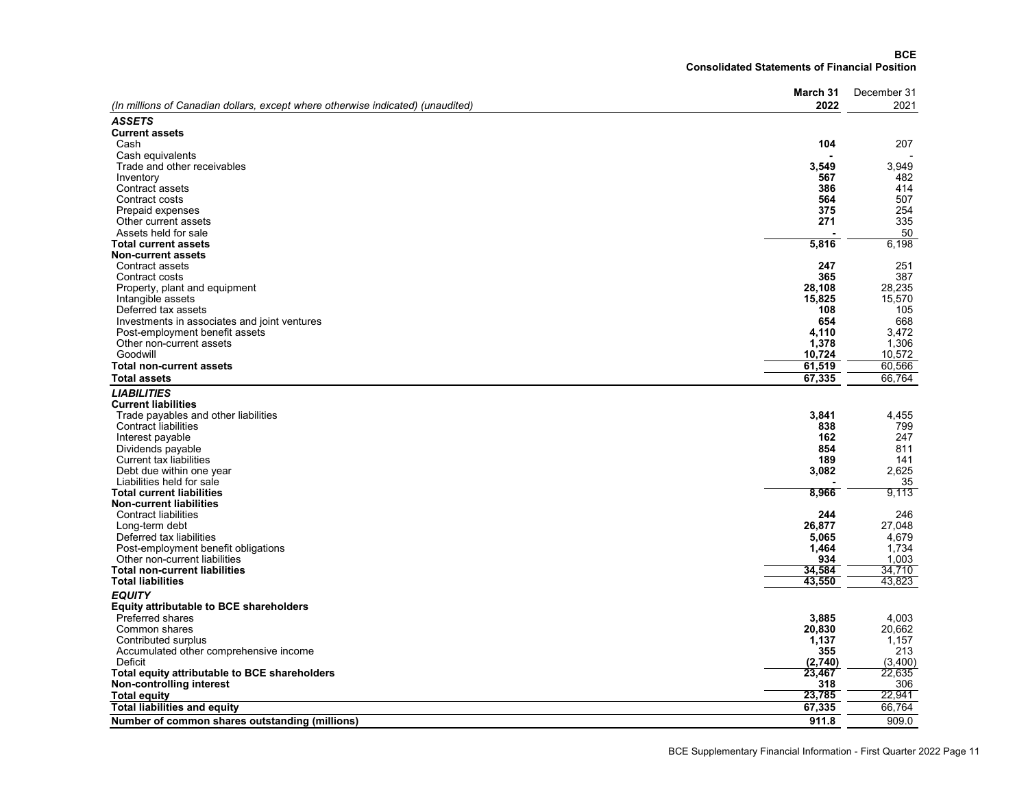**BCE**
**Consolidated Statements of Financial Position**

| (In millions of Canadian dollars, except where otherwise indicated) (unaudited) | **March 31 2022** | December 31 2021 |
|---|---|---|
| ***ASSETS*** | | |
| **Current assets** | | |
| Cash | **104** | 207 |
| Cash equivalents | **-** | - |
| Trade and other receivables | **3,549** | 3,949 |
| Inventory | **567** | 482 |
| Contract assets | **386** | 414 |
| Contract costs | **564** | 507 |
| Prepaid expenses | **375** | 254 |
| Other current assets | **271** | 335 |
| Assets held for sale | **-** | 50 |
| **Total current assets** | **5,816** | 6,198 |
| **Non-current assets** | | |
| Contract assets | **247** | 251 |
| Contract costs | **365** | 387 |
| Property, plant and equipment | **28,108** | 28,235 |
| Intangible assets | **15,825** | 15,570 |
| Deferred tax assets | **108** | 105 |
| Investments in associates and joint ventures | **654** | 668 |
| Post-employment benefit assets | **4,110** | 3,472 |
| Other non-current assets | **1,378** | 1,306 |
| Goodwill | **10,724** | 10,572 |
| **Total non-current assets** | **61,519** | 60,566 |
| **Total assets** | **67,335** | 66,764 |
| ***LIABILITIES*** | | |
| **Current liabilities** | | |
| Trade payables and other liabilities | **3,841** | 4,455 |
| Contract liabilities | **838** | 799 |
| Interest payable | **162** | 247 |
| Dividends payable | **854** | 811 |
| Current tax liabilities | **189** | 141 |
| Debt due within one year | **3,082** | 2,625 |
| Liabilities held for sale | **-** | 35 |
| **Total current liabilities** | **8,966** | 9,113 |
| **Non-current liabilities** | | |
| Contract liabilities | **244** | 246 |
| Long-term debt | **26,877** | 27,048 |
| Deferred tax liabilities | **5,065** | 4,679 |
| Post-employment benefit obligations | **1,464** | 1,734 |
| Other non-current liabilities | **934** | 1,003 |
| **Total non-current liabilities** | **34,584** | 34,710 |
| **Total liabilities** | **43,550** | 43,823 |
| ***EQUITY*** | | |
| **Equity attributable to BCE shareholders** | | |
| Preferred shares | **3,885** | 4,003 |
| Common shares | **20,830** | 20,662 |
| Contributed surplus | **1,137** | 1,157 |
| Accumulated other comprehensive income | **355** | 213 |
| Deficit | **(2,740)** | (3,400) |
| **Total equity attributable to BCE shareholders** | **23,467** | 22,635 |
| **Non-controlling interest** | **318** | 306 |
| **Total equity** | **23,785** | 22,941 |
| **Total liabilities and equity** | **67,335** | 66,764 |
| **Number of common shares outstanding (millions)** | **911.8** | 909.0 |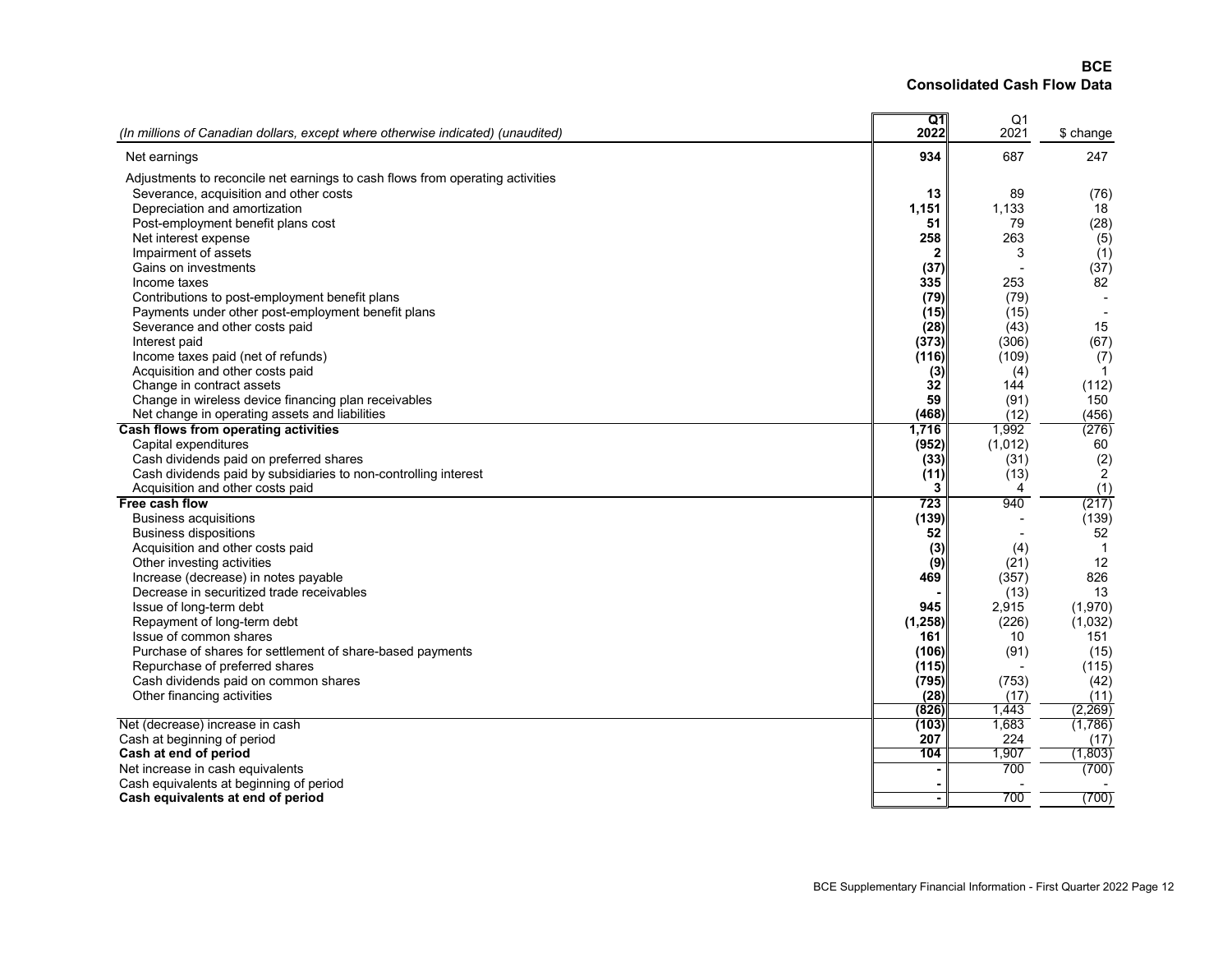# BCE
## Consolidated Cash Flow Data

| *(In millions of Canadian dollars, except where otherwise indicated) (unaudited)* | **Q1 2022** | Q1 2021 | $ change |
|---|---|---|---|
| Net earnings | **934** | 687 | 247 |
| Adjustments to reconcile net earnings to cash flows from operating activities | | | |
| Severance, acquisition and other costs | **13** | 89 | (76) |
| Depreciation and amortization | **1,151** | 1,133 | 18 |
| Post-employment benefit plans cost | **51** | 79 | (28) |
| Net interest expense | **258** | 263 | (5) |
| Impairment of assets | **2** | 3 | (1) |
| Gains on investments | **(37)** | - | (37) |
| Income taxes | **335** | 253 | 82 |
| Contributions to post-employment benefit plans | **(79)** | (79) | - |
| Payments under other post-employment benefit plans | **(15)** | (15) | - |
| Severance and other costs paid | **(28)** | (43) | 15 |
| Interest paid | **(373)** | (306) | (67) |
| Income taxes paid (net of refunds) | **(116)** | (109) | (7) |
| Acquisition and other costs paid | **(3)** | (4) | 1 |
| Change in contract assets | **32** | 144 | (112) |
| Change in wireless device financing plan receivables | **59** | (91) | 150 |
| Net change in operating assets and liabilities | **(468)** | (12) | (456) |
| **Cash flows from operating activities** | **1,716** | 1,992 | (276) |
| Capital expenditures | **(952)** | (1,012) | 60 |
| Cash dividends paid on preferred shares | **(33)** | (31) | (2) |
| Cash dividends paid by subsidiaries to non-controlling interest | **(11)** | (13) | 2 |
| Acquisition and other costs paid | **3** | 4 | (1) |
| **Free cash flow** | **723** | 940 | (217) |
| Business acquisitions | **(139)** | - | (139) |
| Business dispositions | **52** | - | 52 |
| Acquisition and other costs paid | **(3)** | (4) | 1 |
| Other investing activities | **(9)** | (21) | 12 |
| Increase (decrease) in notes payable | **469** | (357) | 826 |
| Decrease in securitized trade receivables | **-** | (13) | 13 |
| Issue of long-term debt | **945** | 2,915 | (1,970) |
| Repayment of long-term debt | **(1,258)** | (226) | (1,032) |
| Issue of common shares | **161** | 10 | 151 |
| Purchase of shares for settlement of share-based payments | **(106)** | (91) | (15) |
| Repurchase of preferred shares | **(115)** | - | (115) |
| Cash dividends paid on common shares | **(795)** | (753) | (42) |
| Other financing activities | **(28)** | (17) | (11) |
| | **(826)** | 1,443 | (2,269) |
| Net (decrease) increase in cash | **(103)** | 1,683 | (1,786) |
| Cash at beginning of period | **207** | 224 | (17) |
| **Cash at end of period** | **104** | 1,907 | (1,803) |
| Net increase in cash equivalents | **-** | 700 | (700) |
| Cash equivalents at beginning of period | **-** | - | - |
| **Cash equivalents at end of period** | **-** | 700 | (700) |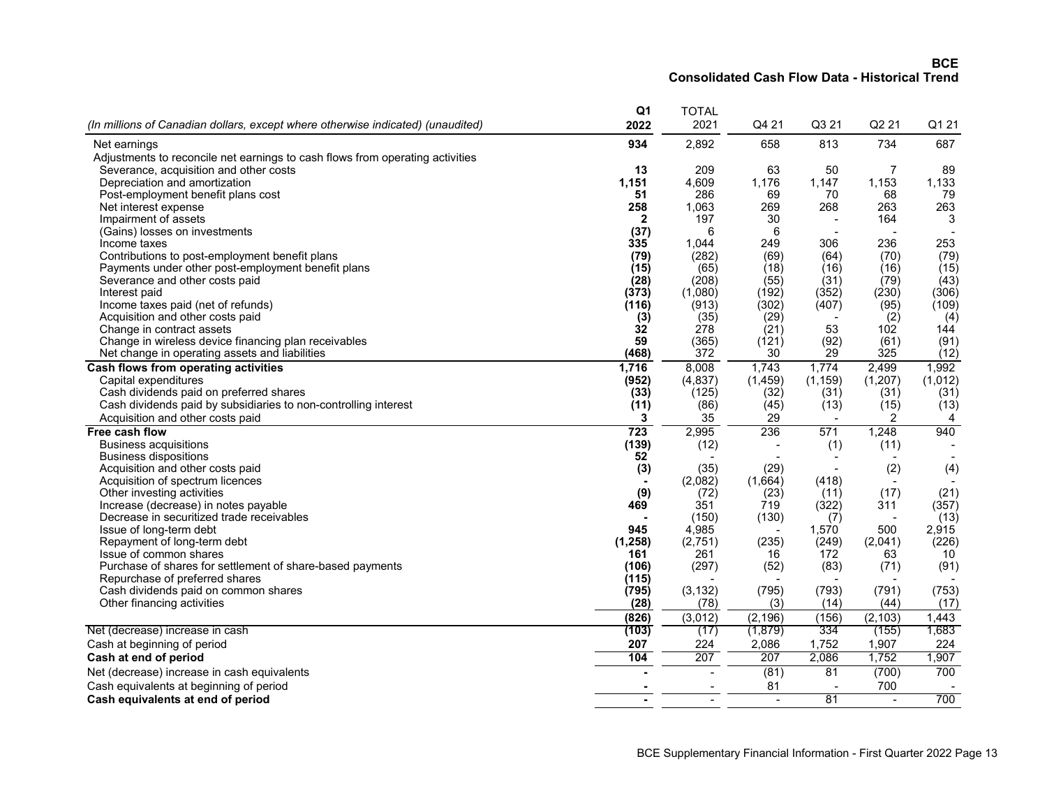# BCE
## Consolidated Cash Flow Data - Historical Trend

| (In millions of Canadian dollars, except where otherwise indicated) (unaudited) | Q1 2022 | TOTAL 2021 | Q4 21 | Q3 21 | Q2 21 | Q1 21 |
|---|---|---|---|---|---|---|
| Net earnings | **934** | 2,892 | 658 | 813 | 734 | 687 |
| Adjustments to reconcile net earnings to cash flows from operating activities | | | | | | |
| Severance, acquisition and other costs | **13** | 209 | 63 | 50 | 7 | 89 |
| Depreciation and amortization | **1,151** | 4,609 | 1,176 | 1,147 | 1,153 | 1,133 |
| Post-employment benefit plans cost | **51** | 286 | 69 | 70 | 68 | 79 |
| Net interest expense | **258** | 1,063 | 269 | 268 | 263 | 263 |
| Impairment of assets | **2** | 197 | 30 | - | 164 | 3 |
| (Gains) losses on investments | **(37)** | 6 | 6 | - | - | - |
| Income taxes | **335** | 1,044 | 249 | 306 | 236 | 253 |
| Contributions to post-employment benefit plans | **(79)** | (282) | (69) | (64) | (70) | (79) |
| Payments under other post-employment benefit plans | **(15)** | (65) | (18) | (16) | (16) | (15) |
| Severance and other costs paid | **(28)** | (208) | (55) | (31) | (79) | (43) |
| Interest paid | **(373)** | (1,080) | (192) | (352) | (230) | (306) |
| Income taxes paid (net of refunds) | **(116)** | (913) | (302) | (407) | (95) | (109) |
| Acquisition and other costs paid | **(3)** | (35) | (29) | - | (2) | (4) |
| Change in contract assets | **32** | 278 | (21) | 53 | 102 | 144 |
| Change in wireless device financing plan receivables | **59** | (365) | (121) | (92) | (61) | (91) |
| Net change in operating assets and liabilities | **(468)** | 372 | 30 | 29 | 325 | (12) |
| **Cash flows from operating activities** | **1,716** | 8,008 | 1,743 | 1,774 | 2,499 | 1,992 |
| Capital expenditures | **(952)** | (4,837) | (1,459) | (1,159) | (1,207) | (1,012) |
| Cash dividends paid on preferred shares | **(33)** | (125) | (32) | (31) | (31) | (31) |
| Cash dividends paid by subsidiaries to non-controlling interest | **(11)** | (86) | (45) | (13) | (15) | (13) |
| Acquisition and other costs paid | **3** | 35 | 29 | - | 2 | 4 |
| **Free cash flow** | **723** | 2,995 | 236 | 571 | 1,248 | 940 |
| Business acquisitions | **(139)** | (12) | - | (1) | (11) | - |
| Business dispositions | **52** | - | - | - | - | - |
| Acquisition and other costs paid | **(3)** | (35) | (29) | - | (2) | (4) |
| Acquisition of spectrum licences | **-** | (2,082) | (1,664) | (418) | - | - |
| Other investing activities | **(9)** | (72) | (23) | (11) | (17) | (21) |
| Increase (decrease) in notes payable | **469** | 351 | 719 | (322) | 311 | (357) |
| Decrease in securitized trade receivables | **-** | (150) | (130) | (7) | - | (13) |
| Issue of long-term debt | **945** | 4,985 | - | 1,570 | 500 | 2,915 |
| Repayment of long-term debt | **(1,258)** | (2,751) | (235) | (249) | (2,041) | (226) |
| Issue of common shares | **161** | 261 | 16 | 172 | 63 | 10 |
| Purchase of shares for settlement of share-based payments | **(106)** | (297) | (52) | (83) | (71) | (91) |
| Repurchase of preferred shares | **(115)** | - | - | - | - | - |
| Cash dividends paid on common shares | **(795)** | (3,132) | (795) | (793) | (791) | (753) |
| Other financing activities | **(28)** | (78) | (3) | (14) | (44) | (17) |
| | **(826)** | (3,012) | (2,196) | (156) | (2,103) | 1,443 |
| Net (decrease) increase in cash | **(103)** | (17) | (1,879) | 334 | (155) | 1,683 |
| Cash at beginning of period | **207** | 224 | 2,086 | 1,752 | 1,907 | 224 |
| **Cash at end of period** | **104** | 207 | 207 | 2,086 | 1,752 | 1,907 |
| Net (decrease) increase in cash equivalents | **-** | - | (81) | 81 | (700) | 700 |
| Cash equivalents at beginning of period | **-** | - | 81 | - | 700 | - |
| **Cash equivalents at end of period** | **-** | - | - | 81 | - | 700 |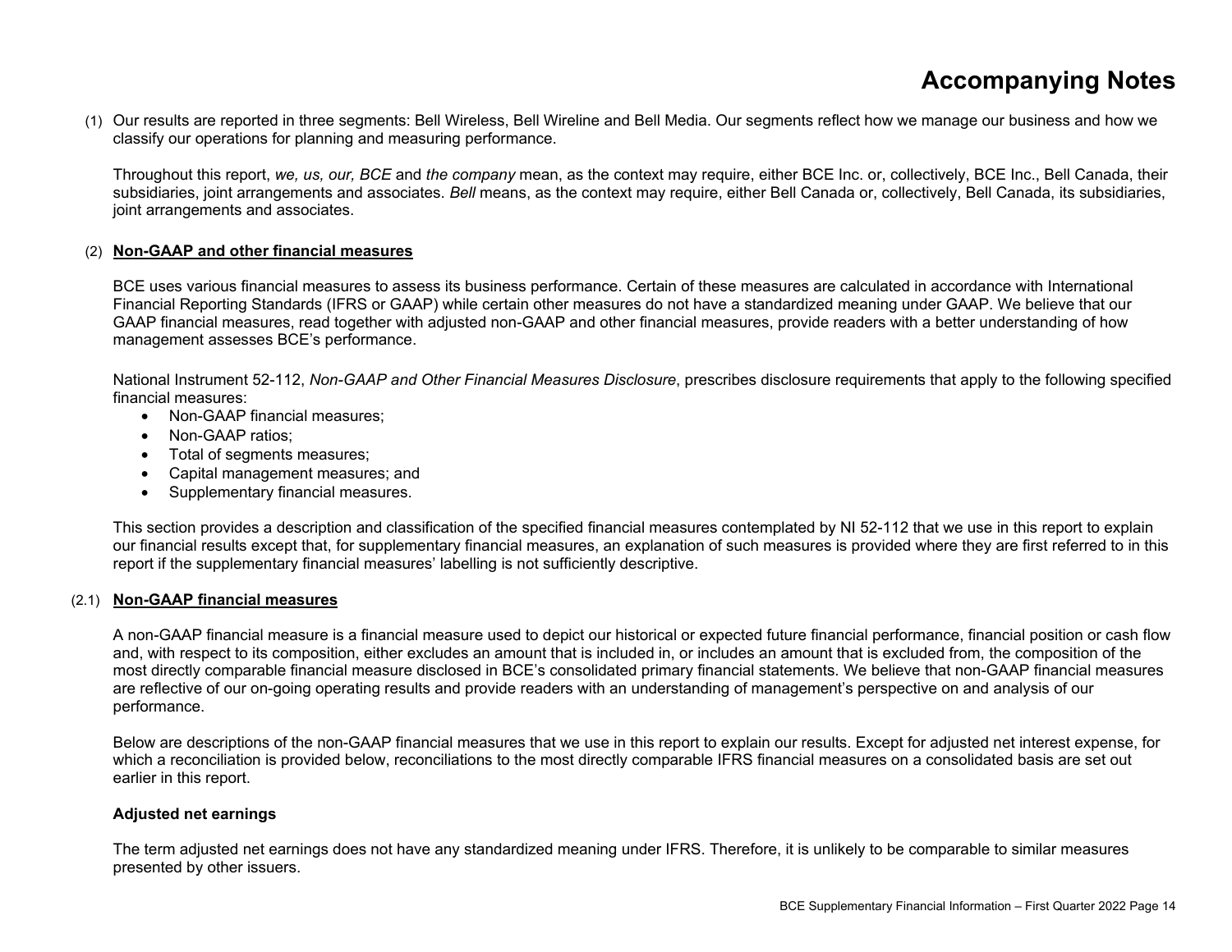# Accompanying Notes

(1) Our results are reported in three segments: Bell Wireless, Bell Wireline and Bell Media. Our segments reflect how we manage our business and how we classify our operations for planning and measuring performance.

Throughout this report, *we, us, our, BCE* and *the company* mean, as the context may require, either BCE Inc. or, collectively, BCE Inc., Bell Canada, their subsidiaries, joint arrangements and associates. *Bell* means, as the context may require, either Bell Canada or, collectively, Bell Canada, its subsidiaries, joint arrangements and associates.

(2) **Non-GAAP and other financial measures**

BCE uses various financial measures to assess its business performance. Certain of these measures are calculated in accordance with International Financial Reporting Standards (IFRS or GAAP) while certain other measures do not have a standardized meaning under GAAP. We believe that our GAAP financial measures, read together with adjusted non-GAAP and other financial measures, provide readers with a better understanding of how management assesses BCE's performance.

National Instrument 52-112, *Non-GAAP and Other Financial Measures Disclosure*, prescribes disclosure requirements that apply to the following specified financial measures:

- Non-GAAP financial measures;
- Non-GAAP ratios;
- Total of segments measures;
- Capital management measures; and
- Supplementary financial measures.

This section provides a description and classification of the specified financial measures contemplated by NI 52-112 that we use in this report to explain our financial results except that, for supplementary financial measures, an explanation of such measures is provided where they are first referred to in this report if the supplementary financial measures' labelling is not sufficiently descriptive.

(2.1) **Non-GAAP financial measures**

A non-GAAP financial measure is a financial measure used to depict our historical or expected future financial performance, financial position or cash flow and, with respect to its composition, either excludes an amount that is included in, or includes an amount that is excluded from, the composition of the most directly comparable financial measure disclosed in BCE's consolidated primary financial statements. We believe that non-GAAP financial measures are reflective of our on-going operating results and provide readers with an understanding of management's perspective on and analysis of our performance.

Below are descriptions of the non-GAAP financial measures that we use in this report to explain our results. Except for adjusted net interest expense, for which a reconciliation is provided below, reconciliations to the most directly comparable IFRS financial measures on a consolidated basis are set out earlier in this report.

**Adjusted net earnings**

The term adjusted net earnings does not have any standardized meaning under IFRS. Therefore, it is unlikely to be comparable to similar measures presented by other issuers.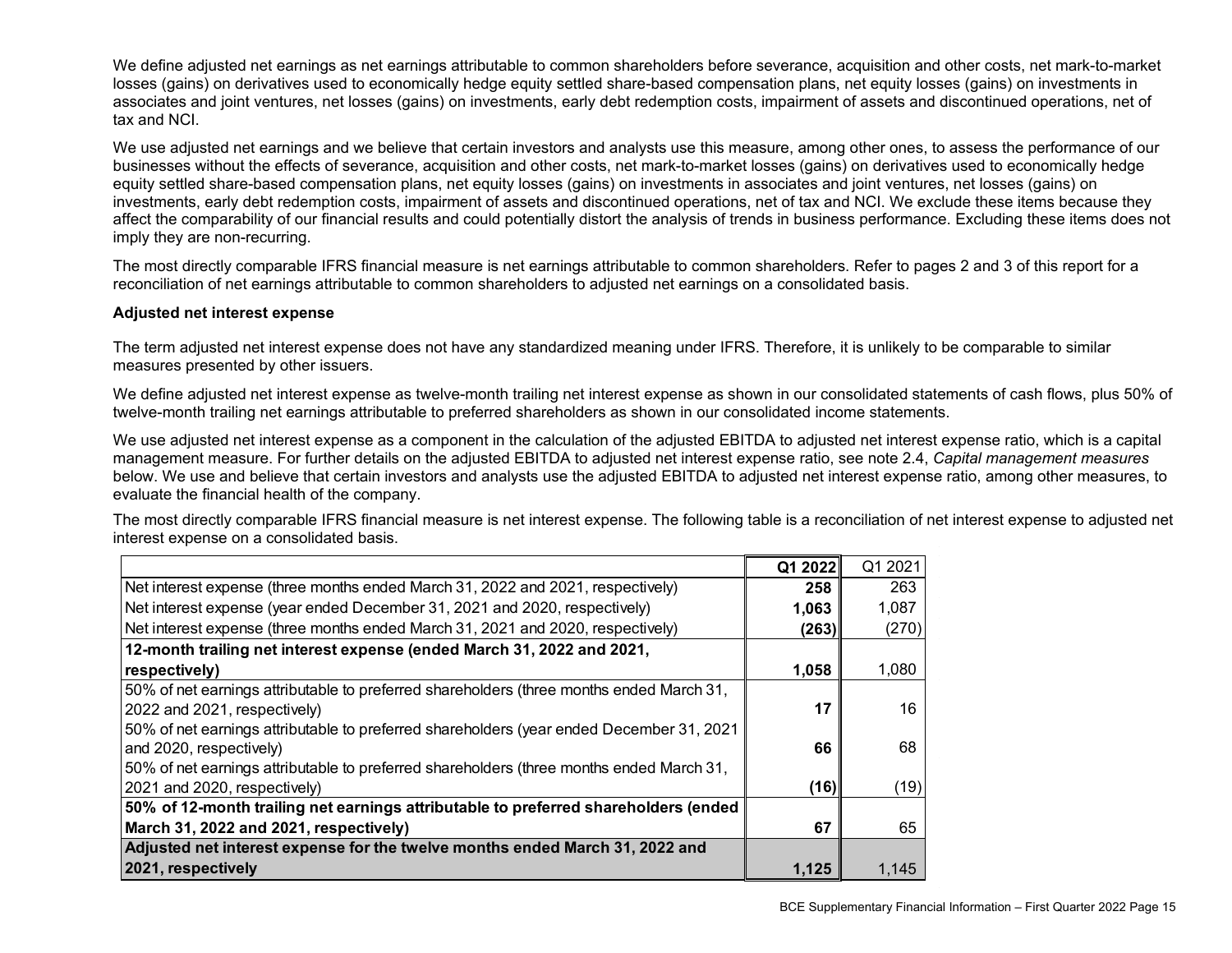We define adjusted net earnings as net earnings attributable to common shareholders before severance, acquisition and other costs, net mark-to-market losses (gains) on derivatives used to economically hedge equity settled share-based compensation plans, net equity losses (gains) on investments in associates and joint ventures, net losses (gains) on investments, early debt redemption costs, impairment of assets and discontinued operations, net of tax and NCI.

We use adjusted net earnings and we believe that certain investors and analysts use this measure, among other ones, to assess the performance of our businesses without the effects of severance, acquisition and other costs, net mark-to-market losses (gains) on derivatives used to economically hedge equity settled share-based compensation plans, net equity losses (gains) on investments in associates and joint ventures, net losses (gains) on investments, early debt redemption costs, impairment of assets and discontinued operations, net of tax and NCI. We exclude these items because they affect the comparability of our financial results and could potentially distort the analysis of trends in business performance. Excluding these items does not imply they are non-recurring.

The most directly comparable IFRS financial measure is net earnings attributable to common shareholders. Refer to pages 2 and 3 of this report for a reconciliation of net earnings attributable to common shareholders to adjusted net earnings on a consolidated basis.

**Adjusted net interest expense**

The term adjusted net interest expense does not have any standardized meaning under IFRS. Therefore, it is unlikely to be comparable to similar measures presented by other issuers.

We define adjusted net interest expense as twelve-month trailing net interest expense as shown in our consolidated statements of cash flows, plus 50% of twelve-month trailing net earnings attributable to preferred shareholders as shown in our consolidated income statements.

We use adjusted net interest expense as a component in the calculation of the adjusted EBITDA to adjusted net interest expense ratio, which is a capital management measure. For further details on the adjusted EBITDA to adjusted net interest expense ratio, see note 2.4, *Capital management measures* below. We use and believe that certain investors and analysts use the adjusted EBITDA to adjusted net interest expense ratio, among other measures, to evaluate the financial health of the company.

The most directly comparable IFRS financial measure is net interest expense. The following table is a reconciliation of net interest expense to adjusted net interest expense on a consolidated basis.

| | **Q1 2022** | Q1 2021 |
|---|---|---|
| Net interest expense (three months ended March 31, 2022 and 2021, respectively) | **258** | 263 |
| Net interest expense (year ended December 31, 2021 and 2020, respectively) | **1,063** | 1,087 |
| Net interest expense (three months ended March 31, 2021 and 2020, respectively) | **(263)** | (270) |
| **12-month trailing net interest expense (ended March 31, 2022 and 2021, respectively)** | **1,058** | 1,080 |
| 50% of net earnings attributable to preferred shareholders (three months ended March 31, 2022 and 2021, respectively) | **17** | 16 |
| 50% of net earnings attributable to preferred shareholders (year ended December 31, 2021 and 2020, respectively) | **66** | 68 |
| 50% of net earnings attributable to preferred shareholders (three months ended March 31, 2021 and 2020, respectively) | **(16)** | (19) |
| **50% of 12-month trailing net earnings attributable to preferred shareholders (ended March 31, 2022 and 2021, respectively)** | **67** | 65 |
| **Adjusted net interest expense for the twelve months ended March 31, 2022 and 2021, respectively** | **1,125** | 1,145 |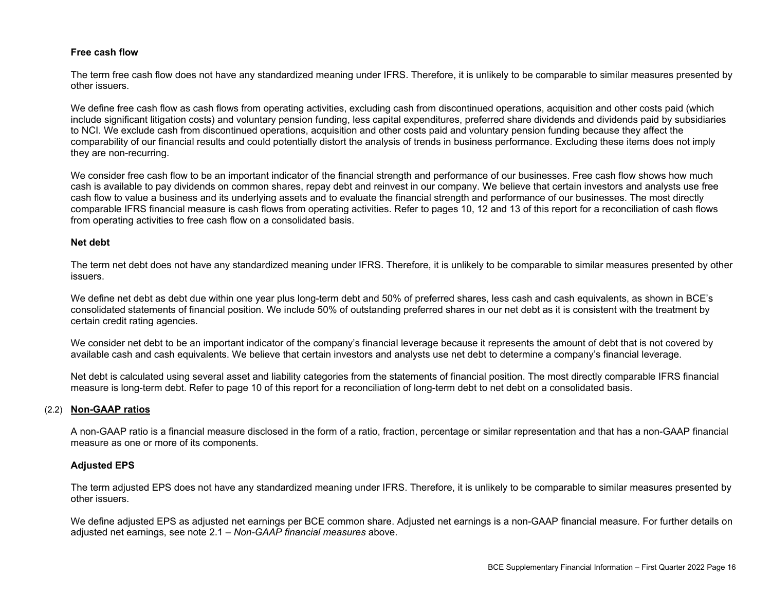**Free cash flow**

The term free cash flow does not have any standardized meaning under IFRS. Therefore, it is unlikely to be comparable to similar measures presented by other issuers.

We define free cash flow as cash flows from operating activities, excluding cash from discontinued operations, acquisition and other costs paid (which include significant litigation costs) and voluntary pension funding, less capital expenditures, preferred share dividends and dividends paid by subsidiaries to NCI. We exclude cash from discontinued operations, acquisition and other costs paid and voluntary pension funding because they affect the comparability of our financial results and could potentially distort the analysis of trends in business performance. Excluding these items does not imply they are non-recurring.

We consider free cash flow to be an important indicator of the financial strength and performance of our businesses. Free cash flow shows how much cash is available to pay dividends on common shares, repay debt and reinvest in our company. We believe that certain investors and analysts use free cash flow to value a business and its underlying assets and to evaluate the financial strength and performance of our businesses. The most directly comparable IFRS financial measure is cash flows from operating activities. Refer to pages 10, 12 and 13 of this report for a reconciliation of cash flows from operating activities to free cash flow on a consolidated basis.

**Net debt**

The term net debt does not have any standardized meaning under IFRS. Therefore, it is unlikely to be comparable to similar measures presented by other issuers.

We define net debt as debt due within one year plus long-term debt and 50% of preferred shares, less cash and cash equivalents, as shown in BCE's consolidated statements of financial position. We include 50% of outstanding preferred shares in our net debt as it is consistent with the treatment by certain credit rating agencies.

We consider net debt to be an important indicator of the company's financial leverage because it represents the amount of debt that is not covered by available cash and cash equivalents. We believe that certain investors and analysts use net debt to determine a company's financial leverage.

Net debt is calculated using several asset and liability categories from the statements of financial position. The most directly comparable IFRS financial measure is long-term debt. Refer to page 10 of this report for a reconciliation of long-term debt to net debt on a consolidated basis.

(2.2) **Non-GAAP ratios**

A non-GAAP ratio is a financial measure disclosed in the form of a ratio, fraction, percentage or similar representation and that has a non-GAAP financial measure as one or more of its components.

**Adjusted EPS**

The term adjusted EPS does not have any standardized meaning under IFRS. Therefore, it is unlikely to be comparable to similar measures presented by other issuers.

We define adjusted EPS as adjusted net earnings per BCE common share. Adjusted net earnings is a non-GAAP financial measure. For further details on adjusted net earnings, see note 2.1 – *Non-GAAP financial measures* above.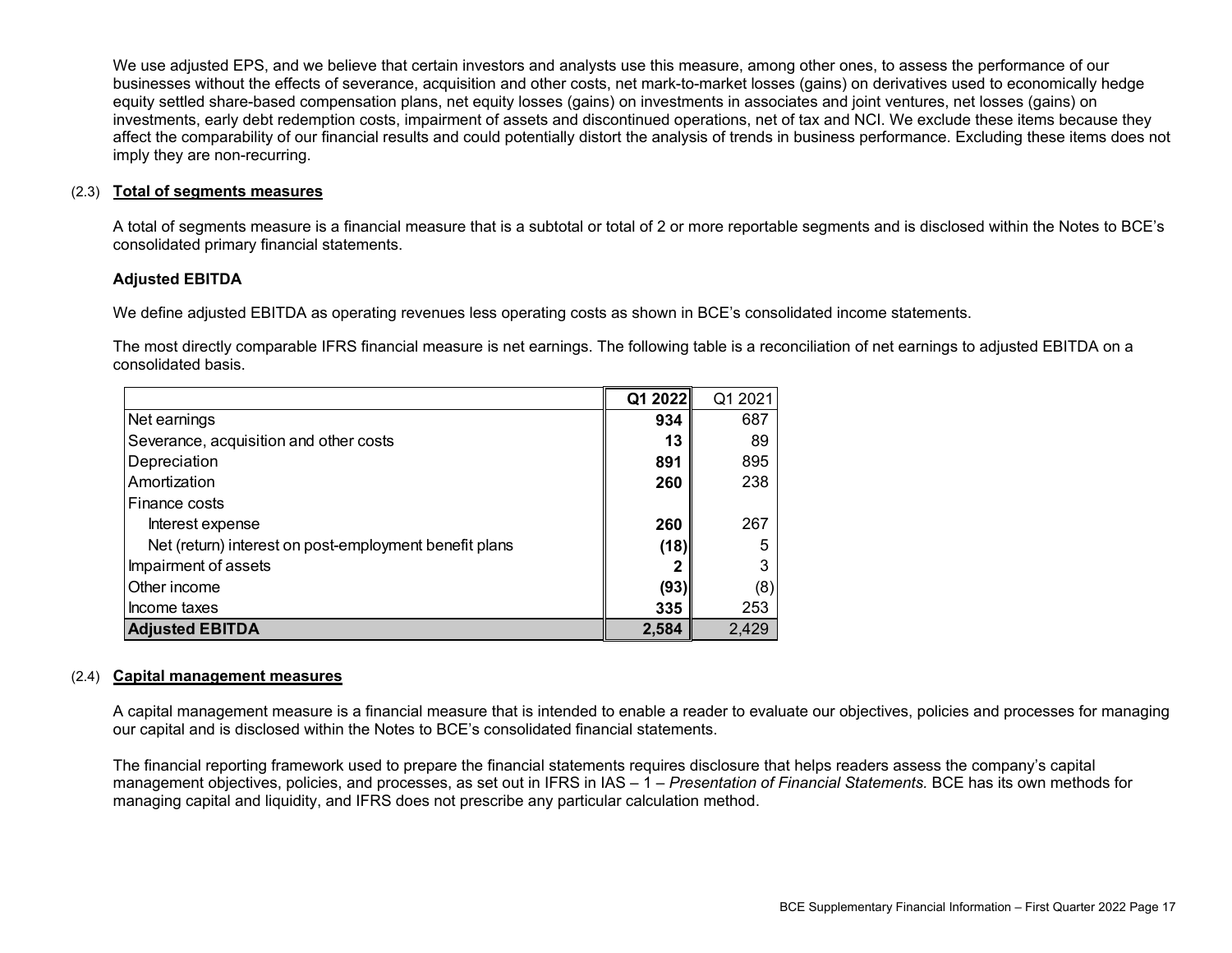We use adjusted EPS, and we believe that certain investors and analysts use this measure, among other ones, to assess the performance of our businesses without the effects of severance, acquisition and other costs, net mark-to-market losses (gains) on derivatives used to economically hedge equity settled share-based compensation plans, net equity losses (gains) on investments in associates and joint ventures, net losses (gains) on investments, early debt redemption costs, impairment of assets and discontinued operations, net of tax and NCI. We exclude these items because they affect the comparability of our financial results and could potentially distort the analysis of trends in business performance. Excluding these items does not imply they are non-recurring.

## (2.3) Total of segments measures

A total of segments measure is a financial measure that is a subtotal or total of 2 or more reportable segments and is disclosed within the Notes to BCE's consolidated primary financial statements.

### Adjusted EBITDA

We define adjusted EBITDA as operating revenues less operating costs as shown in BCE's consolidated income statements.

The most directly comparable IFRS financial measure is net earnings. The following table is a reconciliation of net earnings to adjusted EBITDA on a consolidated basis.

| | **Q1 2022** | Q1 2021 |
|---|---|---|
| Net earnings | **934** | 687 |
| Severance, acquisition and other costs | **13** | 89 |
| Depreciation | **891** | 895 |
| Amortization | **260** | 238 |
| Finance costs | | |
| Interest expense | **260** | 267 |
| Net (return) interest on post-employment benefit plans | **(18)** | 5 |
| Impairment of assets | **2** | 3 |
| Other income | **(93)** | (8) |
| Income taxes | **335** | 253 |
| **Adjusted EBITDA** | **2,584** | 2,429 |

## (2.4) Capital management measures

A capital management measure is a financial measure that is intended to enable a reader to evaluate our objectives, policies and processes for managing our capital and is disclosed within the Notes to BCE's consolidated financial statements.

The financial reporting framework used to prepare the financial statements requires disclosure that helps readers assess the company's capital management objectives, policies, and processes, as set out in IFRS in IAS – 1 – *Presentation of Financial Statements.* BCE has its own methods for managing capital and liquidity, and IFRS does not prescribe any particular calculation method.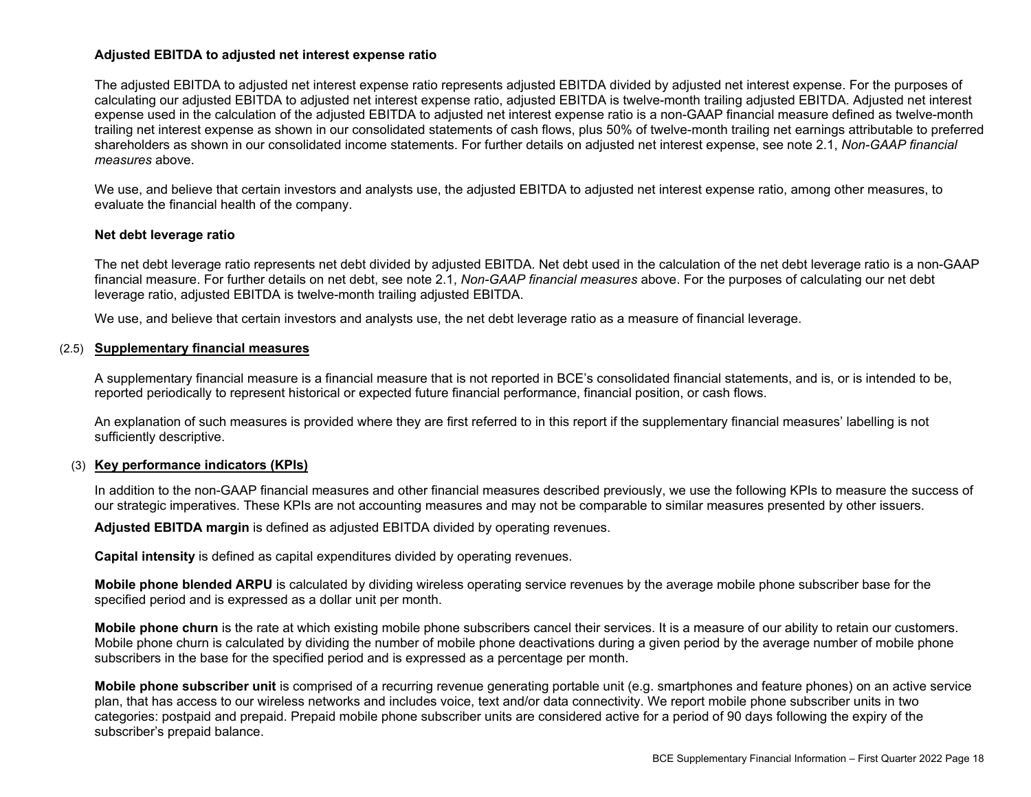### Adjusted EBITDA to adjusted net interest expense ratio

The adjusted EBITDA to adjusted net interest expense ratio represents adjusted EBITDA divided by adjusted net interest expense. For the purposes of calculating our adjusted EBITDA to adjusted net interest expense ratio, adjusted EBITDA is twelve-month trailing adjusted EBITDA. Adjusted net interest expense used in the calculation of the adjusted EBITDA to adjusted net interest expense ratio is a non-GAAP financial measure defined as twelve-month trailing net interest expense as shown in our consolidated statements of cash flows, plus 50% of twelve-month trailing net earnings attributable to preferred shareholders as shown in our consolidated income statements. For further details on adjusted net interest expense, see note 2.1, *Non-GAAP financial measures* above.

We use, and believe that certain investors and analysts use, the adjusted EBITDA to adjusted net interest expense ratio, among other measures, to evaluate the financial health of the company.

### Net debt leverage ratio

The net debt leverage ratio represents net debt divided by adjusted EBITDA. Net debt used in the calculation of the net debt leverage ratio is a non-GAAP financial measure. For further details on net debt, see note 2.1, *Non-GAAP financial measures* above. For the purposes of calculating our net debt leverage ratio, adjusted EBITDA is twelve-month trailing adjusted EBITDA.

We use, and believe that certain investors and analysts use, the net debt leverage ratio as a measure of financial leverage.

## (2.5) Supplementary financial measures

A supplementary financial measure is a financial measure that is not reported in BCE's consolidated financial statements, and is, or is intended to be, reported periodically to represent historical or expected future financial performance, financial position, or cash flows.

An explanation of such measures is provided where they are first referred to in this report if the supplementary financial measures' labelling is not sufficiently descriptive.

## (3) Key performance indicators (KPIs)

In addition to the non-GAAP financial measures and other financial measures described previously, we use the following KPIs to measure the success of our strategic imperatives. These KPIs are not accounting measures and may not be comparable to similar measures presented by other issuers.

**Adjusted EBITDA margin** is defined as adjusted EBITDA divided by operating revenues.

**Capital intensity** is defined as capital expenditures divided by operating revenues.

**Mobile phone blended ARPU** is calculated by dividing wireless operating service revenues by the average mobile phone subscriber base for the specified period and is expressed as a dollar unit per month.

**Mobile phone churn** is the rate at which existing mobile phone subscribers cancel their services. It is a measure of our ability to retain our customers. Mobile phone churn is calculated by dividing the number of mobile phone deactivations during a given period by the average number of mobile phone subscribers in the base for the specified period and is expressed as a percentage per month.

**Mobile phone subscriber unit** is comprised of a recurring revenue generating portable unit (e.g. smartphones and feature phones) on an active service plan, that has access to our wireless networks and includes voice, text and/or data connectivity. We report mobile phone subscriber units in two categories: postpaid and prepaid. Prepaid mobile phone subscriber units are considered active for a period of 90 days following the expiry of the subscriber's prepaid balance.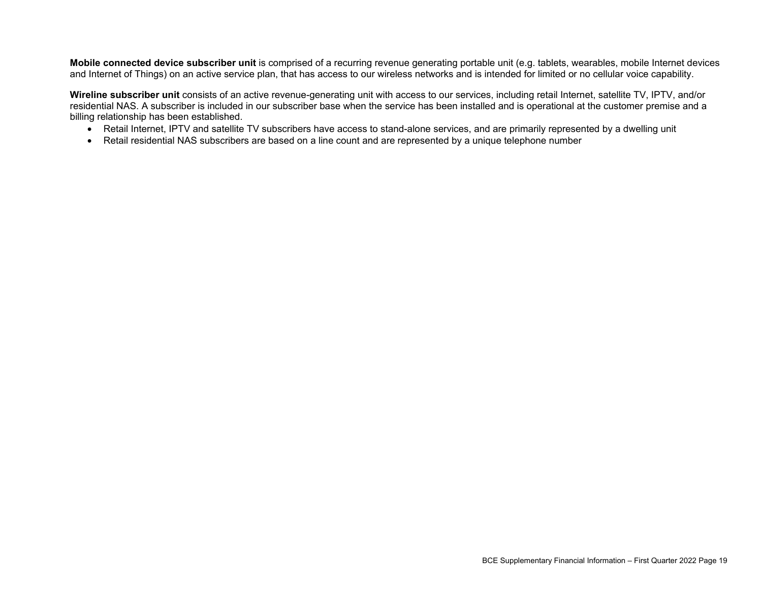**Mobile connected device subscriber unit** is comprised of a recurring revenue generating portable unit (e.g. tablets, wearables, mobile Internet devices and Internet of Things) on an active service plan, that has access to our wireless networks and is intended for limited or no cellular voice capability.

**Wireline subscriber unit** consists of an active revenue-generating unit with access to our services, including retail Internet, satellite TV, IPTV, and/or residential NAS. A subscriber is included in our subscriber base when the service has been installed and is operational at the customer premise and a billing relationship has been established.

- Retail Internet, IPTV and satellite TV subscribers have access to stand-alone services, and are primarily represented by a dwelling unit
- Retail residential NAS subscribers are based on a line count and are represented by a unique telephone number